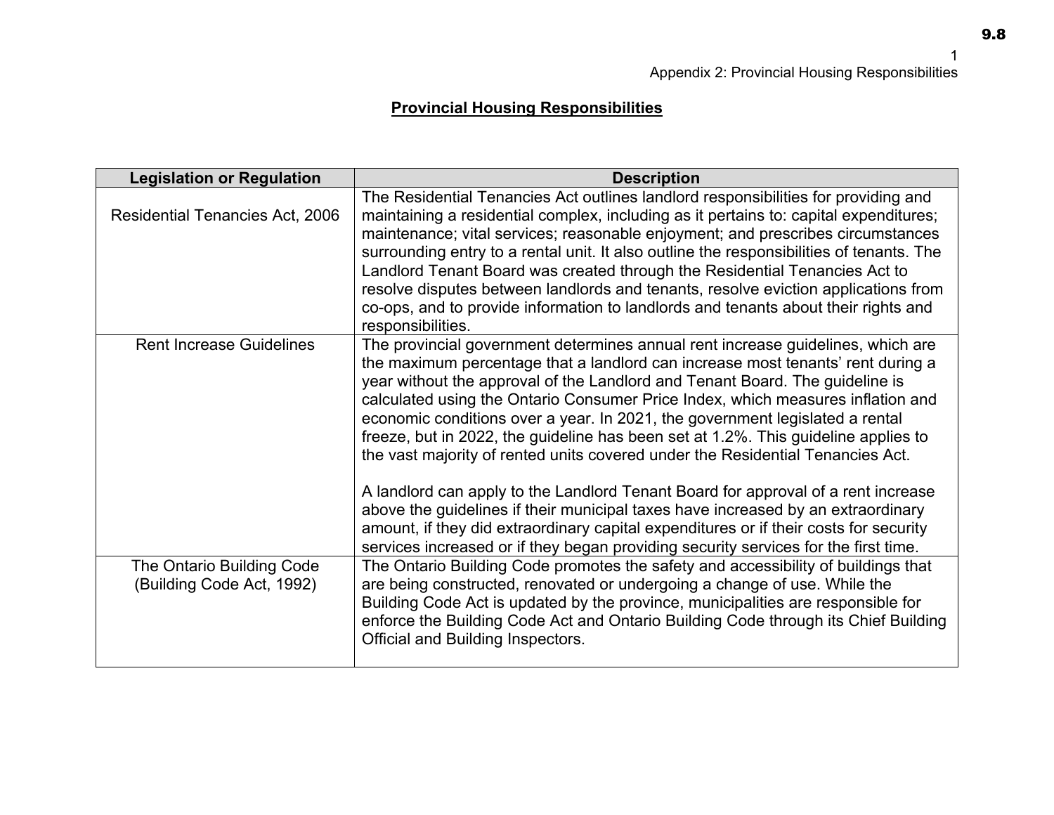# Provincial Housing Responsibilities

| Legislation or Regulation | Description |
|---|---|
| Residential Tenancies Act, 2006 | The Residential Tenancies Act outlines landlord responsibilities for providing and maintaining a residential complex, including as it pertains to: capital expenditures; maintenance; vital services; reasonable enjoyment; and prescribes circumstances surrounding entry to a rental unit. It also outline the responsibilities of tenants. The Landlord Tenant Board was created through the Residential Tenancies Act to resolve disputes between landlords and tenants, resolve eviction applications from co-ops, and to provide information to landlords and tenants about their rights and responsibilities. |
| Rent Increase Guidelines | The provincial government determines annual rent increase guidelines, which are the maximum percentage that a landlord can increase most tenants' rent during a year without the approval of the Landlord and Tenant Board. The guideline is calculated using the Ontario Consumer Price Index, which measures inflation and economic conditions over a year. In 2021, the government legislated a rental freeze, but in 2022, the guideline has been set at 1.2%. This guideline applies to the vast majority of rented units covered under the Residential Tenancies Act.<br><br>A landlord can apply to the Landlord Tenant Board for approval of a rent increase above the guidelines if their municipal taxes have increased by an extraordinary amount, if they did extraordinary capital expenditures or if their costs for security services increased or if they began providing security services for the first time. |
| The Ontario Building Code (Building Code Act, 1992) | The Ontario Building Code promotes the safety and accessibility of buildings that are being constructed, renovated or undergoing a change of use. While the Building Code Act is updated by the province, municipalities are responsible for enforce the Building Code Act and Ontario Building Code through its Chief Building Official and Building Inspectors. |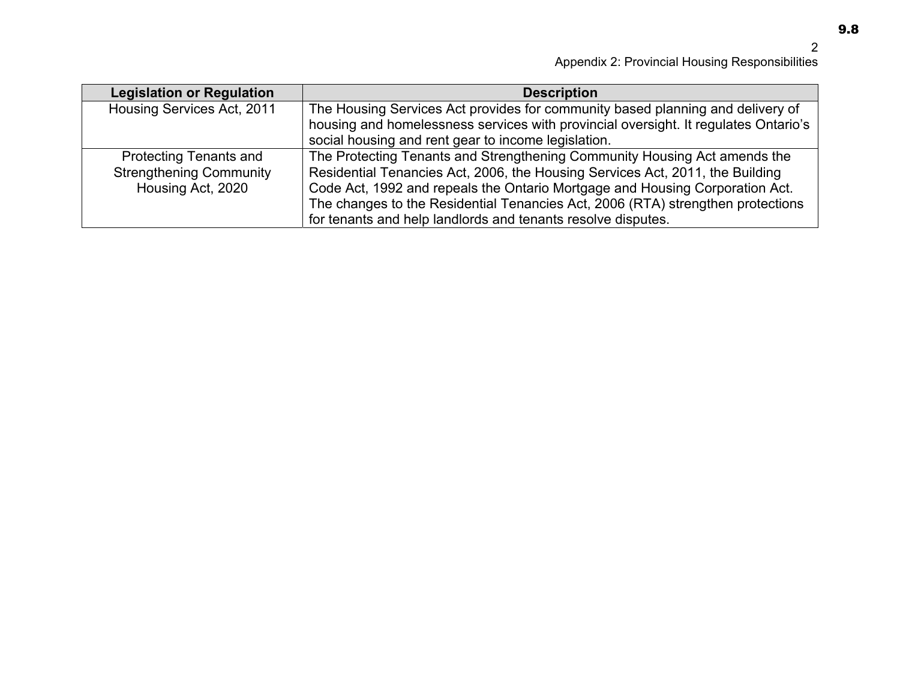| Legislation or Regulation | Description |
|---|---|
| Housing Services Act, 2011 | The Housing Services Act provides for community based planning and delivery of housing and homelessness services with provincial oversight. It regulates Ontario's social housing and rent gear to income legislation. |
| Protecting Tenants and Strengthening Community Housing Act, 2020 | The Protecting Tenants and Strengthening Community Housing Act amends the Residential Tenancies Act, 2006, the Housing Services Act, 2011, the Building Code Act, 1992 and repeals the Ontario Mortgage and Housing Corporation Act. The changes to the Residential Tenancies Act, 2006 (RTA) strengthen protections for tenants and help landlords and tenants resolve disputes. |